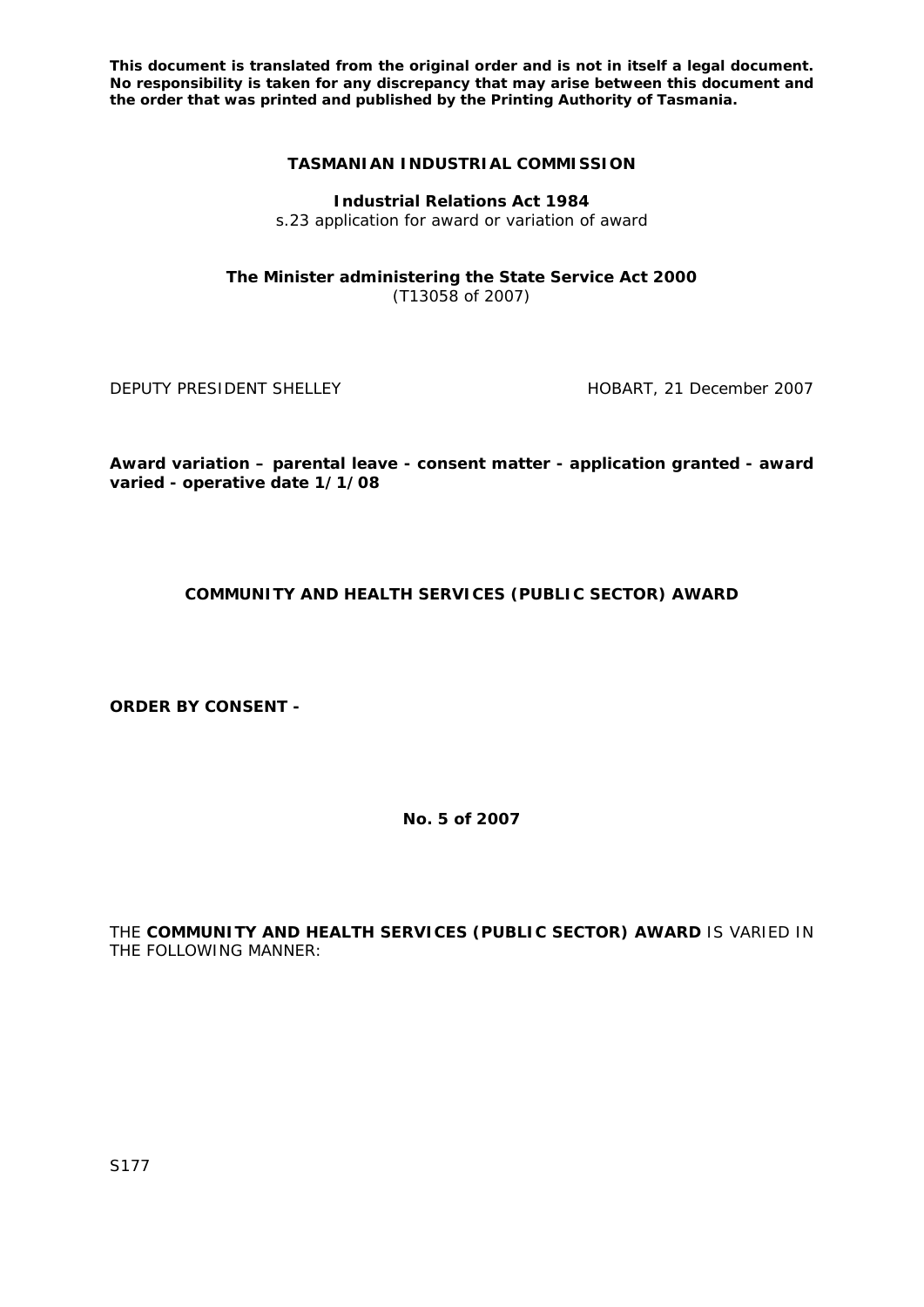**This document is translated from the original order and is not in itself a legal document. No responsibility is taken for any discrepancy that may arise between this document and the order that was printed and published by the Printing Authority of Tasmania.**

**TASMANIAN INDUSTRIAL COMMISSION**

**Industrial Relations Act 1984**
s.23 application for award or variation of award

**The Minister administering the State Service Act 2000**
(T13058 of 2007)

DEPUTY PRESIDENT SHELLEY HOBART, 21 December 2007

**Award variation – parental leave - consent matter - application granted - award varied - operative date 1/1/08**

**COMMUNITY AND HEALTH SERVICES (PUBLIC SECTOR) AWARD**

**ORDER BY CONSENT -**

**No. 5 of 2007**

THE **COMMUNITY AND HEALTH SERVICES (PUBLIC SECTOR) AWARD** IS VARIED IN THE FOLLOWING MANNER:

S177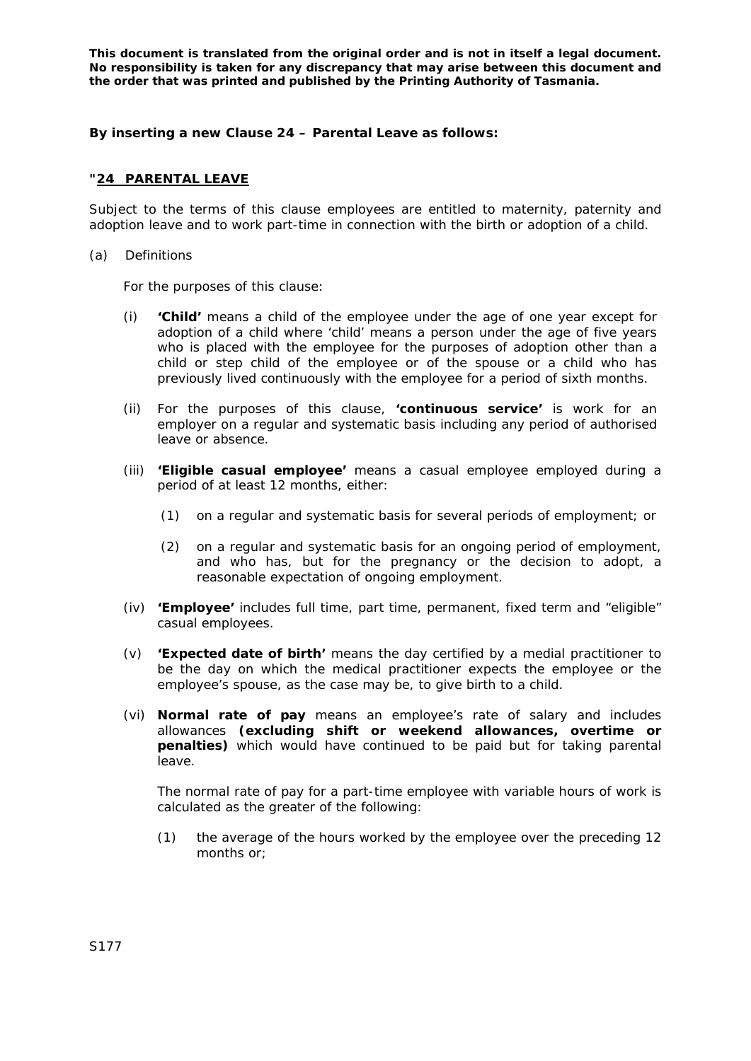**This document is translated from the original order and is not in itself a legal document. No responsibility is taken for any discrepancy that may arise between this document and the order that was printed and published by the Printing Authority of Tasmania.**

**By inserting a new Clause 24 – Parental Leave as follows:**

**"24 PARENTAL LEAVE**

Subject to the terms of this clause employees are entitled to maternity, paternity and adoption leave and to work part-time in connection with the birth or adoption of a child.

(a) Definitions

For the purposes of this clause:

(i) **'Child'** means a child of the employee under the age of one year except for adoption of a child where 'child' means a person under the age of five years who is placed with the employee for the purposes of adoption other than a child or step child of the employee or of the spouse or a child who has previously lived continuously with the employee for a period of sixth months.

(ii) For the purposes of this clause, **'continuous service'** is work for an employer on a regular and systematic basis including any period of authorised leave or absence.

(iii) **'Eligible casual employee'** means a casual employee employed during a period of at least 12 months, either:

(1) on a regular and systematic basis for several periods of employment; or

(2) on a regular and systematic basis for an ongoing period of employment, and who has, but for the pregnancy or the decision to adopt, a reasonable expectation of ongoing employment.

(iv) **'Employee'** includes full time, part time, permanent, fixed term and "eligible" casual employees.

(v) **'Expected date of birth'** means the day certified by a medial practitioner to be the day on which the medical practitioner expects the employee or the employee's spouse, as the case may be, to give birth to a child.

(vi) **Normal rate of pay** means an employee's rate of salary and includes allowances **(excluding shift or weekend allowances, overtime or penalties)** which would have continued to be paid but for taking parental leave.

The normal rate of pay for a part-time employee with variable hours of work is calculated as the greater of the following:

(1) the average of the hours worked by the employee over the preceding 12 months or;

S177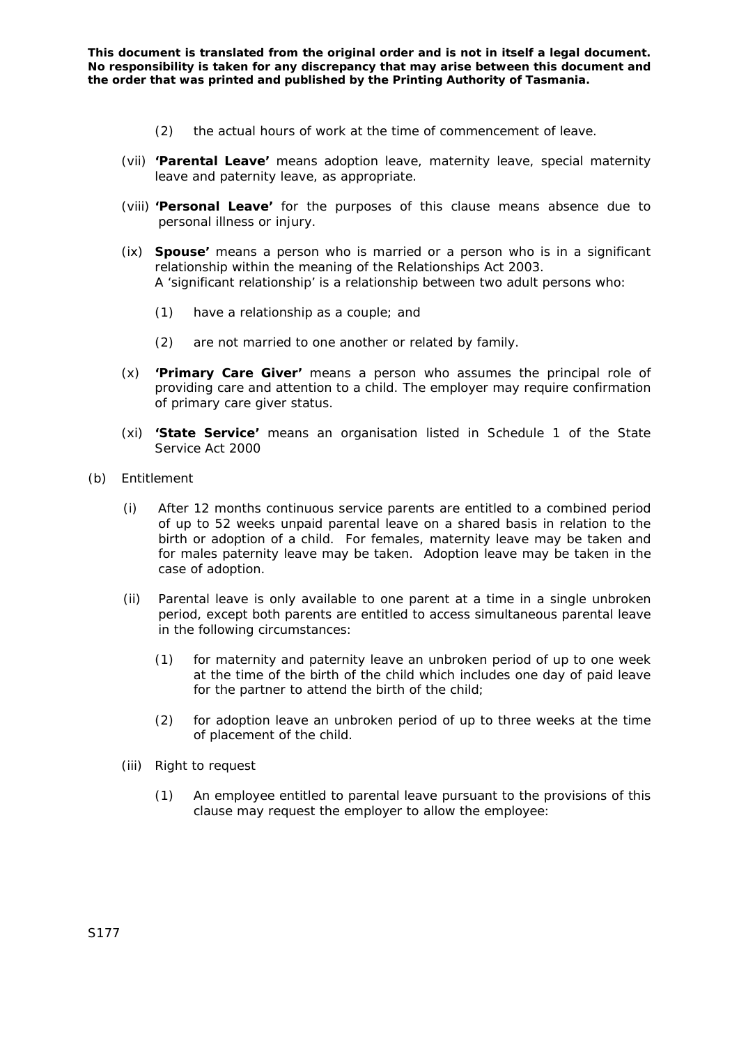(2) the actual hours of work at the time of commencement of leave.

(vii) **'Parental Leave'** means adoption leave, maternity leave, special maternity leave and paternity leave, as appropriate.

(viii) **'Personal Leave'** for the purposes of this clause means absence due to personal illness or injury.

(ix) **Spouse'** means a person who is married or a person who is in a significant relationship within the meaning of the Relationships Act 2003. A 'significant relationship' is a relationship between two adult persons who:

(1) have a relationship as a couple; and

(2) are not married to one another or related by family.

(x) **'Primary Care Giver'** means a person who assumes the principal role of providing care and attention to a child. The employer may require confirmation of primary care giver status.

(xi) **'State Service'** means an organisation listed in Schedule 1 of the State Service Act 2000

(b) Entitlement

(i) After 12 months continuous service parents are entitled to a combined period of up to 52 weeks unpaid parental leave on a shared basis in relation to the birth or adoption of a child. For females, maternity leave may be taken and for males paternity leave may be taken. Adoption leave may be taken in the case of adoption.

(ii) Parental leave is only available to one parent at a time in a single unbroken period, except both parents are entitled to access simultaneous parental leave in the following circumstances:

(1) for maternity and paternity leave an unbroken period of up to one week at the time of the birth of the child which includes one day of paid leave for the partner to attend the birth of the child;

(2) for adoption leave an unbroken period of up to three weeks at the time of placement of the child.

(iii) Right to request

(1) An employee entitled to parental leave pursuant to the provisions of this clause may request the employer to allow the employee: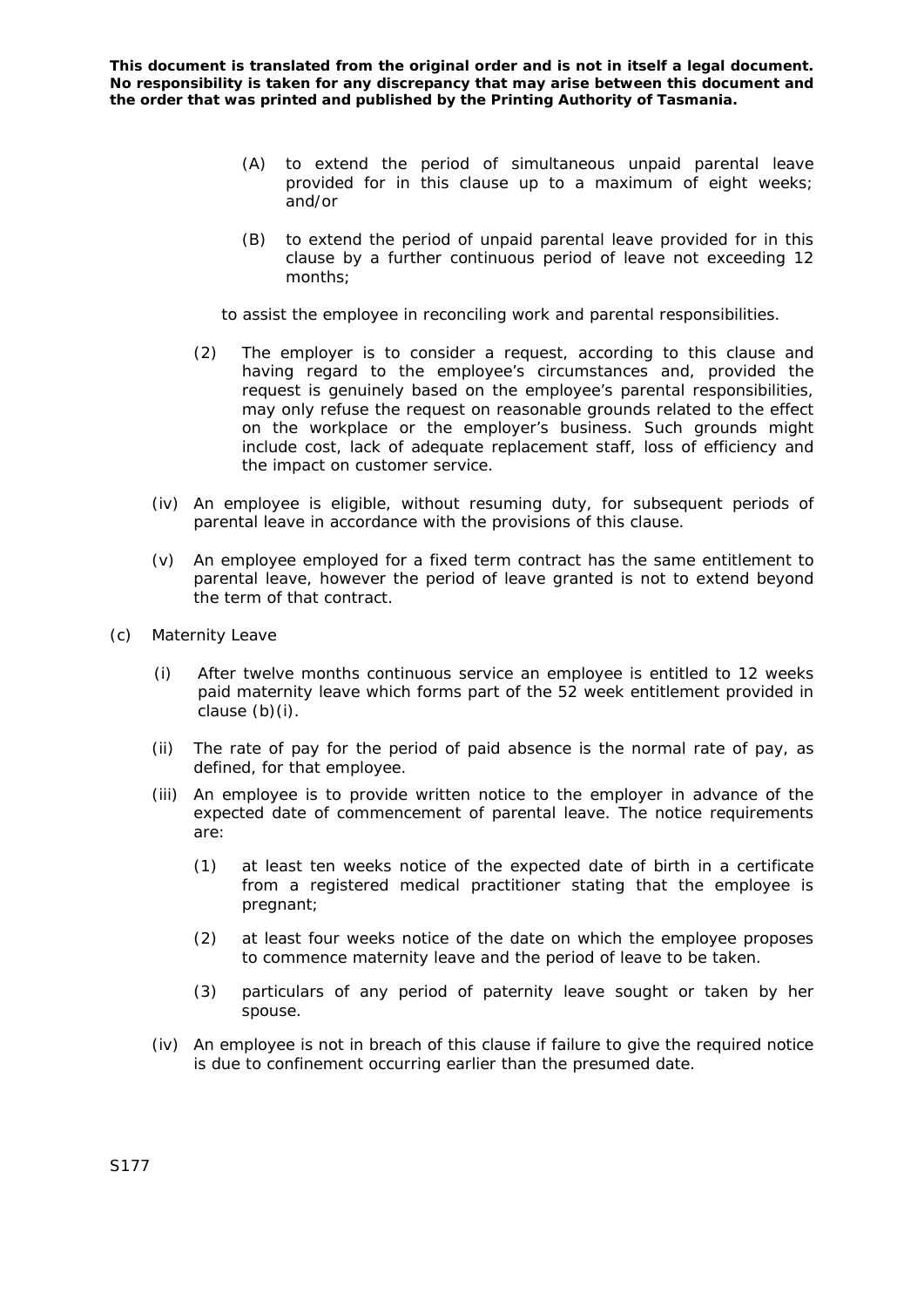**This document is translated from the original order and is not in itself a legal document. No responsibility is taken for any discrepancy that may arise between this document and the order that was printed and published by the Printing Authority of Tasmania.**

(A) to extend the period of simultaneous unpaid parental leave provided for in this clause up to a maximum of eight weeks; and/or

(B) to extend the period of unpaid parental leave provided for in this clause by a further continuous period of leave not exceeding 12 months;

to assist the employee in reconciling work and parental responsibilities.

(2) The employer is to consider a request, according to this clause and having regard to the employee's circumstances and, provided the request is genuinely based on the employee's parental responsibilities, may only refuse the request on reasonable grounds related to the effect on the workplace or the employer's business. Such grounds might include cost, lack of adequate replacement staff, loss of efficiency and the impact on customer service.

(iv) An employee is eligible, without resuming duty, for subsequent periods of parental leave in accordance with the provisions of this clause.

(v) An employee employed for a fixed term contract has the same entitlement to parental leave, however the period of leave granted is not to extend beyond the term of that contract.

(c) Maternity Leave

(i) After twelve months continuous service an employee is entitled to 12 weeks paid maternity leave which forms part of the 52 week entitlement provided in clause (b)(i).

(ii) The rate of pay for the period of paid absence is the normal rate of pay, as defined, for that employee.

(iii) An employee is to provide written notice to the employer in advance of the expected date of commencement of parental leave. The notice requirements are:

(1) at least ten weeks notice of the expected date of birth in a certificate from a registered medical practitioner stating that the employee is pregnant;

(2) at least four weeks notice of the date on which the employee proposes to commence maternity leave and the period of leave to be taken.

(3) particulars of any period of paternity leave sought or taken by her spouse.

(iv) An employee is not in breach of this clause if failure to give the required notice is due to confinement occurring earlier than the presumed date.

S177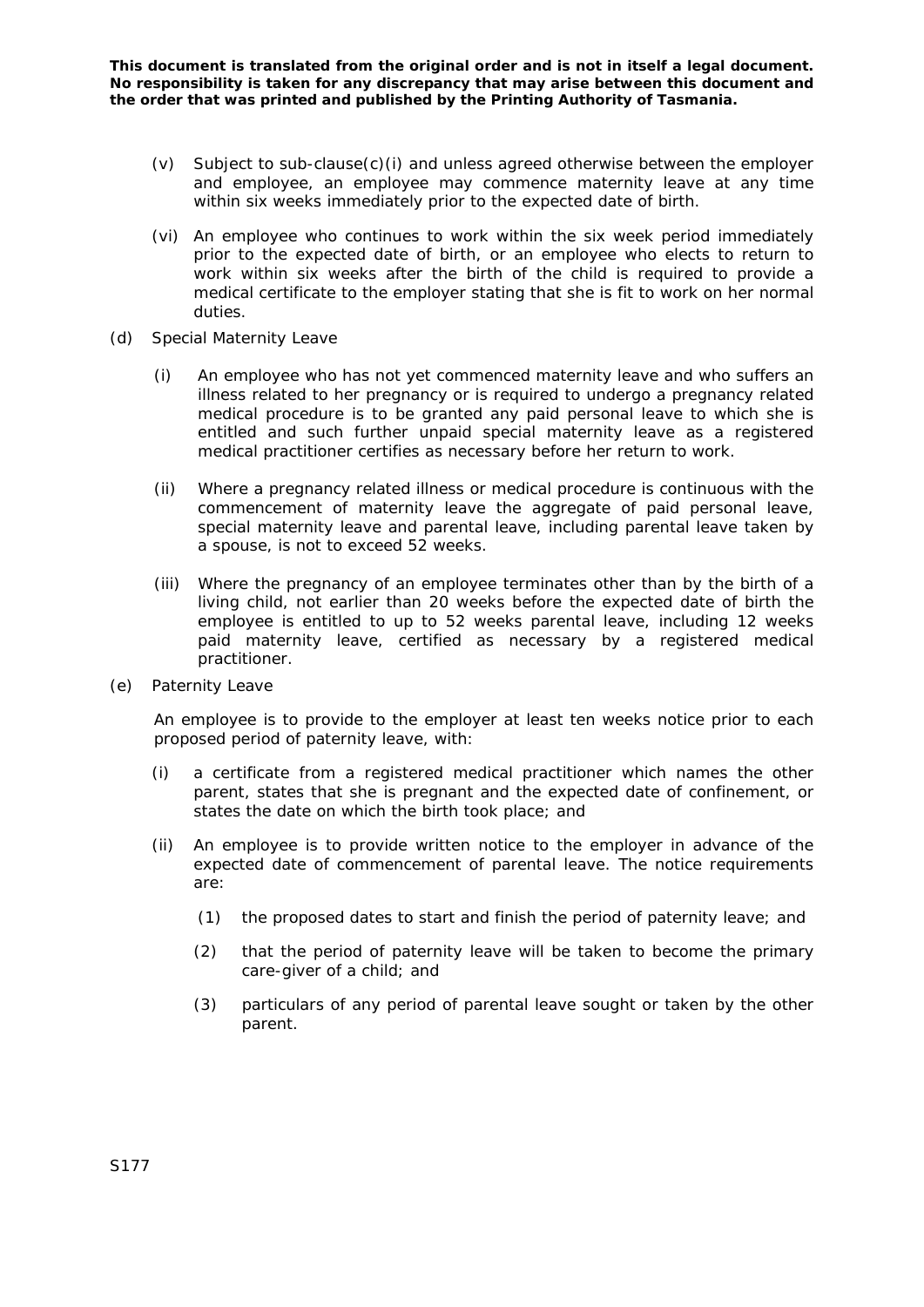(v) Subject to sub-clause(c)(i) and unless agreed otherwise between the employer and employee, an employee may commence maternity leave at any time within six weeks immediately prior to the expected date of birth.

(vi) An employee who continues to work within the six week period immediately prior to the expected date of birth, or an employee who elects to return to work within six weeks after the birth of the child is required to provide a medical certificate to the employer stating that she is fit to work on her normal duties.

(d) Special Maternity Leave

(i) An employee who has not yet commenced maternity leave and who suffers an illness related to her pregnancy or is required to undergo a pregnancy related medical procedure is to be granted any paid personal leave to which she is entitled and such further unpaid special maternity leave as a registered medical practitioner certifies as necessary before her return to work.

(ii) Where a pregnancy related illness or medical procedure is continuous with the commencement of maternity leave the aggregate of paid personal leave, special maternity leave and parental leave, including parental leave taken by a spouse, is not to exceed 52 weeks.

(iii) Where the pregnancy of an employee terminates other than by the birth of a living child, not earlier than 20 weeks before the expected date of birth the employee is entitled to up to 52 weeks parental leave, including 12 weeks paid maternity leave, certified as necessary by a registered medical practitioner.

(e) Paternity Leave

An employee is to provide to the employer at least ten weeks notice prior to each proposed period of paternity leave, with:

(i) a certificate from a registered medical practitioner which names the other parent, states that she is pregnant and the expected date of confinement, or states the date on which the birth took place; and

(ii) An employee is to provide written notice to the employer in advance of the expected date of commencement of parental leave. The notice requirements are:

(1) the proposed dates to start and finish the period of paternity leave; and

(2) that the period of paternity leave will be taken to become the primary care-giver of a child; and

(3) particulars of any period of parental leave sought or taken by the other parent.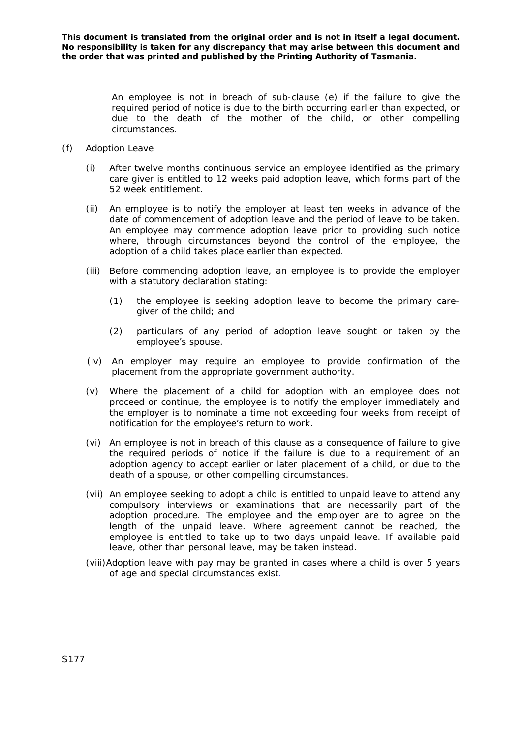**This document is translated from the original order and is not in itself a legal document. No responsibility is taken for any discrepancy that may arise between this document and the order that was printed and published by the Printing Authority of Tasmania.**

An employee is not in breach of sub-clause (e) if the failure to give the required period of notice is due to the birth occurring earlier than expected, or due to the death of the mother of the child, or other compelling circumstances.

(f) Adoption Leave

(i) After twelve months continuous service an employee identified as the primary care giver is entitled to 12 weeks paid adoption leave, which forms part of the 52 week entitlement.

(ii) An employee is to notify the employer at least ten weeks in advance of the date of commencement of adoption leave and the period of leave to be taken. An employee may commence adoption leave prior to providing such notice where, through circumstances beyond the control of the employee, the adoption of a child takes place earlier than expected.

(iii) Before commencing adoption leave, an employee is to provide the employer with a statutory declaration stating:

(1) the employee is seeking adoption leave to become the primary care-giver of the child; and

(2) particulars of any period of adoption leave sought or taken by the employee's spouse.

(iv) An employer may require an employee to provide confirmation of the placement from the appropriate government authority.

(v) Where the placement of a child for adoption with an employee does not proceed or continue, the employee is to notify the employer immediately and the employer is to nominate a time not exceeding four weeks from receipt of notification for the employee's return to work.

(vi) An employee is not in breach of this clause as a consequence of failure to give the required periods of notice if the failure is due to a requirement of an adoption agency to accept earlier or later placement of a child, or due to the death of a spouse, or other compelling circumstances.

(vii) An employee seeking to adopt a child is entitled to unpaid leave to attend any compulsory interviews or examinations that are necessarily part of the adoption procedure. The employee and the employer are to agree on the length of the unpaid leave. Where agreement cannot be reached, the employee is entitled to take up to two days unpaid leave. If available paid leave, other than personal leave, may be taken instead.

(viii) Adoption leave with pay may be granted in cases where a child is over 5 years of age and special circumstances exist.

S177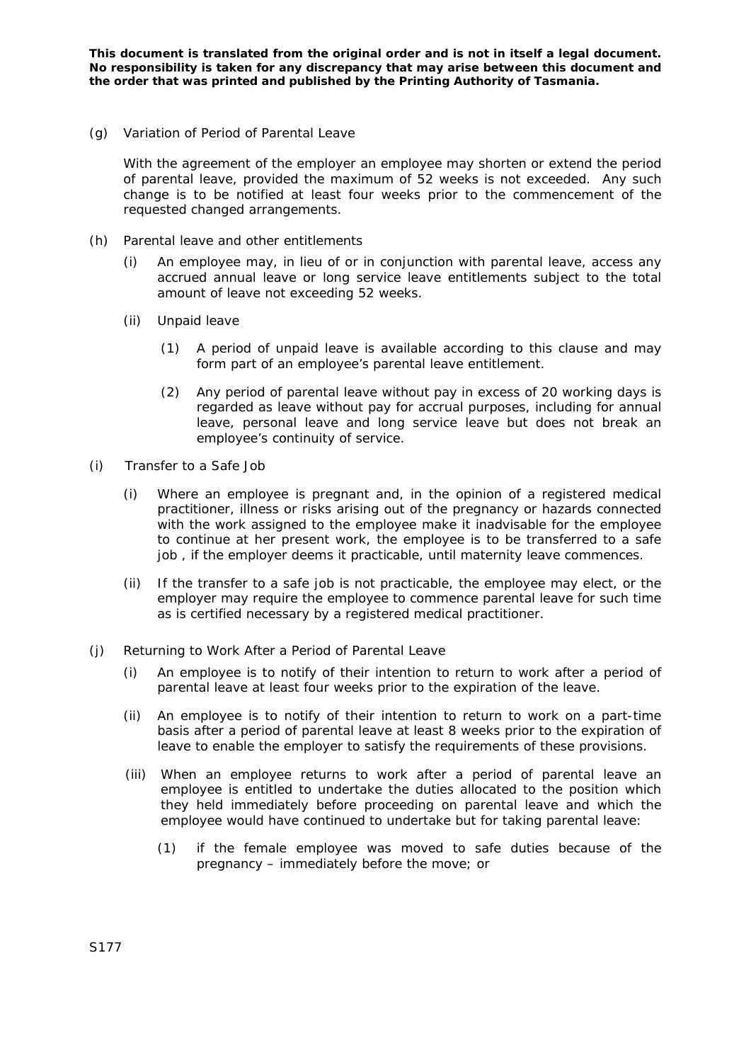(g) Variation of Period of Parental Leave

With the agreement of the employer an employee may shorten or extend the period of parental leave, provided the maximum of 52 weeks is not exceeded. Any such change is to be notified at least four weeks prior to the commencement of the requested changed arrangements.

(h) Parental leave and other entitlements

(i) An employee may, in lieu of or in conjunction with parental leave, access any accrued annual leave or long service leave entitlements subject to the total amount of leave not exceeding 52 weeks.

(ii) Unpaid leave

(1) A period of unpaid leave is available according to this clause and may form part of an employee's parental leave entitlement.

(2) Any period of parental leave without pay in excess of 20 working days is regarded as leave without pay for accrual purposes, including for annual leave, personal leave and long service leave but does not break an employee's continuity of service.

(i) Transfer to a Safe Job

(i) Where an employee is pregnant and, in the opinion of a registered medical practitioner, illness or risks arising out of the pregnancy or hazards connected with the work assigned to the employee make it inadvisable for the employee to continue at her present work, the employee is to be transferred to a safe job , if the employer deems it practicable, until maternity leave commences.

(ii) If the transfer to a safe job is not practicable, the employee may elect, or the employer may require the employee to commence parental leave for such time as is certified necessary by a registered medical practitioner.

(j) Returning to Work After a Period of Parental Leave

(i) An employee is to notify of their intention to return to work after a period of parental leave at least four weeks prior to the expiration of the leave.

(ii) An employee is to notify of their intention to return to work on a part-time basis after a period of parental leave at least 8 weeks prior to the expiration of leave to enable the employer to satisfy the requirements of these provisions.

(iii) When an employee returns to work after a period of parental leave an employee is entitled to undertake the duties allocated to the position which they held immediately before proceeding on parental leave and which the employee would have continued to undertake but for taking parental leave:

(1) if the female employee was moved to safe duties because of the pregnancy – immediately before the move; or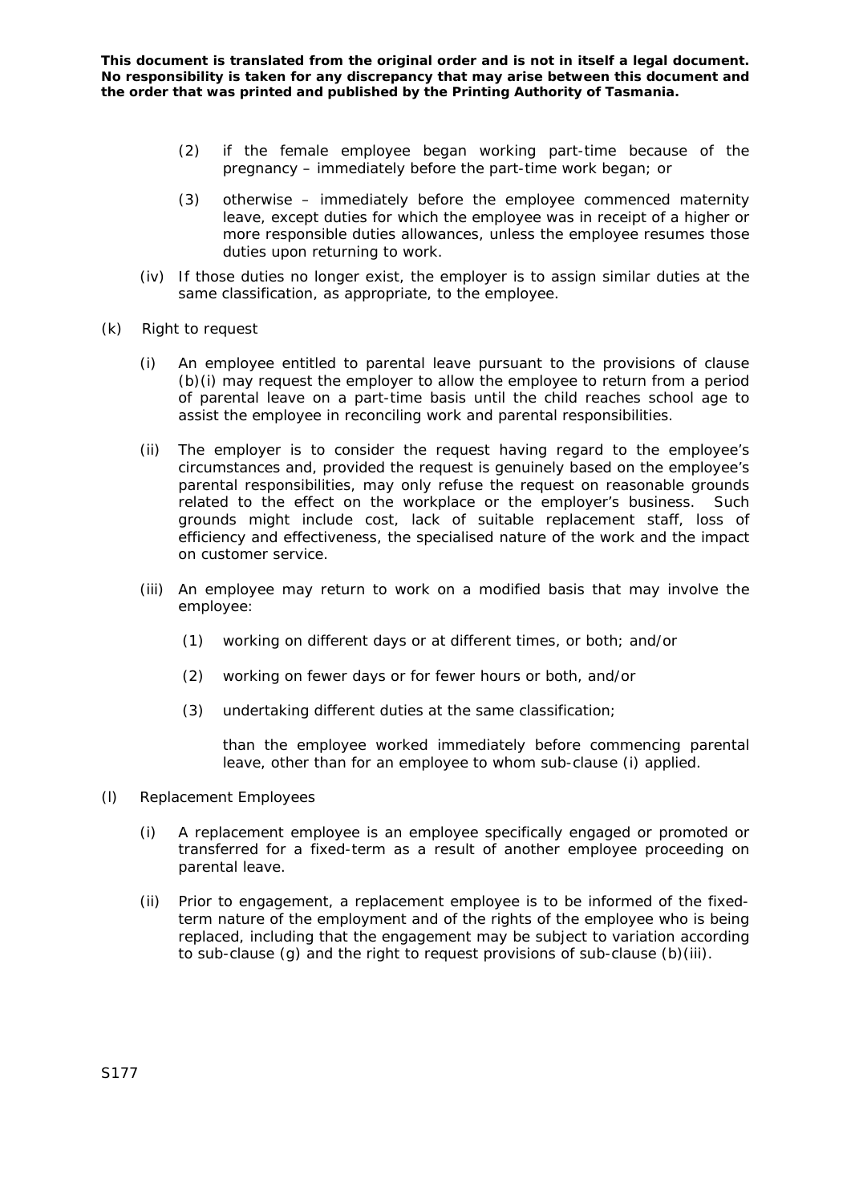(2) if the female employee began working part-time because of the pregnancy – immediately before the part-time work began; or

(3) otherwise – immediately before the employee commenced maternity leave, except duties for which the employee was in receipt of a higher or more responsible duties allowances, unless the employee resumes those duties upon returning to work.

(iv) If those duties no longer exist, the employer is to assign similar duties at the same classification, as appropriate, to the employee.

(k) Right to request

(i) An employee entitled to parental leave pursuant to the provisions of clause (b)(i) may request the employer to allow the employee to return from a period of parental leave on a part-time basis until the child reaches school age to assist the employee in reconciling work and parental responsibilities.

(ii) The employer is to consider the request having regard to the employee's circumstances and, provided the request is genuinely based on the employee's parental responsibilities, may only refuse the request on reasonable grounds related to the effect on the workplace or the employer's business. Such grounds might include cost, lack of suitable replacement staff, loss of efficiency and effectiveness, the specialised nature of the work and the impact on customer service.

(iii) An employee may return to work on a modified basis that may involve the employee:

(1) working on different days or at different times, or both; and/or

(2) working on fewer days or for fewer hours or both, and/or

(3) undertaking different duties at the same classification;

than the employee worked immediately before commencing parental leave, other than for an employee to whom sub-clause (i) applied.

(l) Replacement Employees

(i) A replacement employee is an employee specifically engaged or promoted or transferred for a fixed-term as a result of another employee proceeding on parental leave.

(ii) Prior to engagement, a replacement employee is to be informed of the fixed-term nature of the employment and of the rights of the employee who is being replaced, including that the engagement may be subject to variation according to sub-clause (g) and the right to request provisions of sub-clause (b)(iii).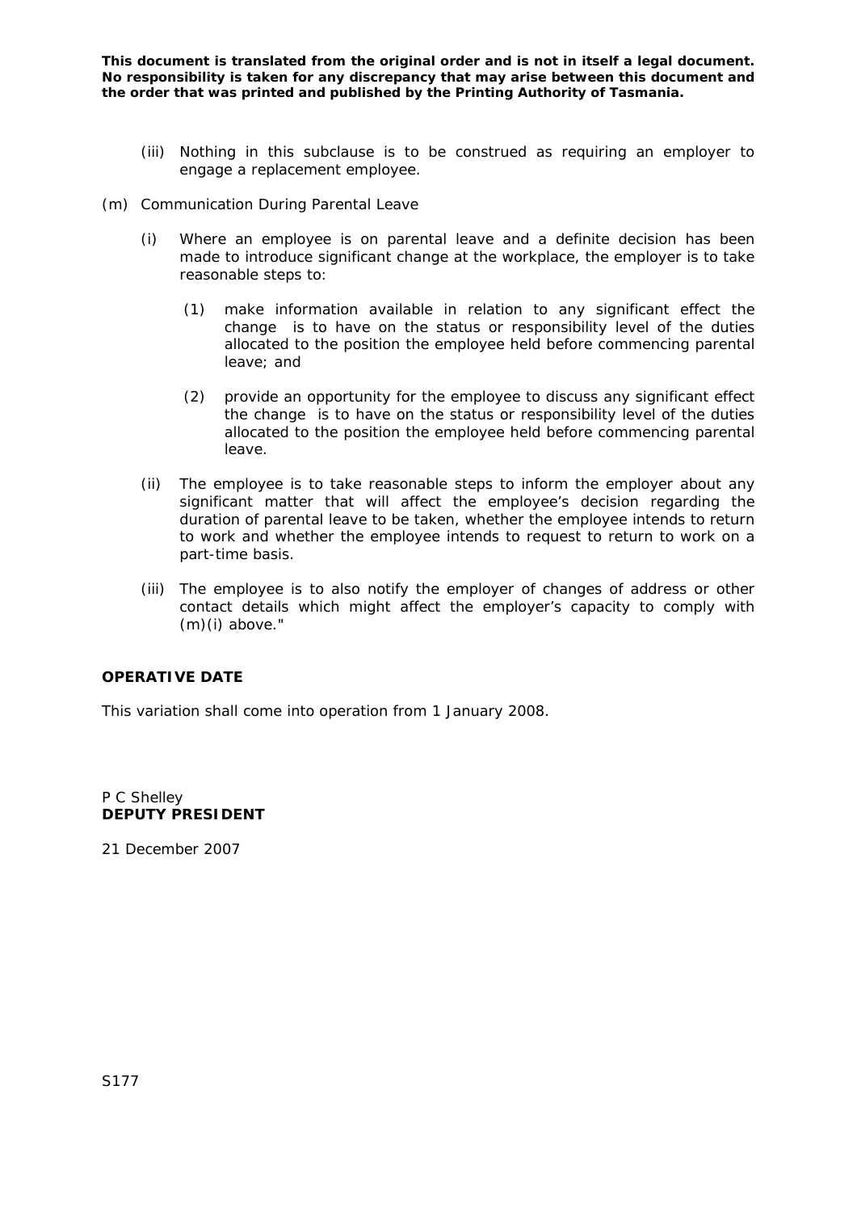(iii) Nothing in this subclause is to be construed as requiring an employer to engage a replacement employee.

(m) Communication During Parental Leave

(i) Where an employee is on parental leave and a definite decision has been made to introduce significant change at the workplace, the employer is to take reasonable steps to:

(1) make information available in relation to any significant effect the change is to have on the status or responsibility level of the duties allocated to the position the employee held before commencing parental leave; and

(2) provide an opportunity for the employee to discuss any significant effect the change is to have on the status or responsibility level of the duties allocated to the position the employee held before commencing parental leave.

(ii) The employee is to take reasonable steps to inform the employer about any significant matter that will affect the employee's decision regarding the duration of parental leave to be taken, whether the employee intends to return to work and whether the employee intends to request to return to work on a part-time basis.

(iii) The employee is to also notify the employer of changes of address or other contact details which might affect the employer's capacity to comply with (m)(i) above."

**OPERATIVE DATE**

This variation shall come into operation from 1 January 2008.

P C Shelley
**DEPUTY PRESIDENT**

21 December 2007

S177